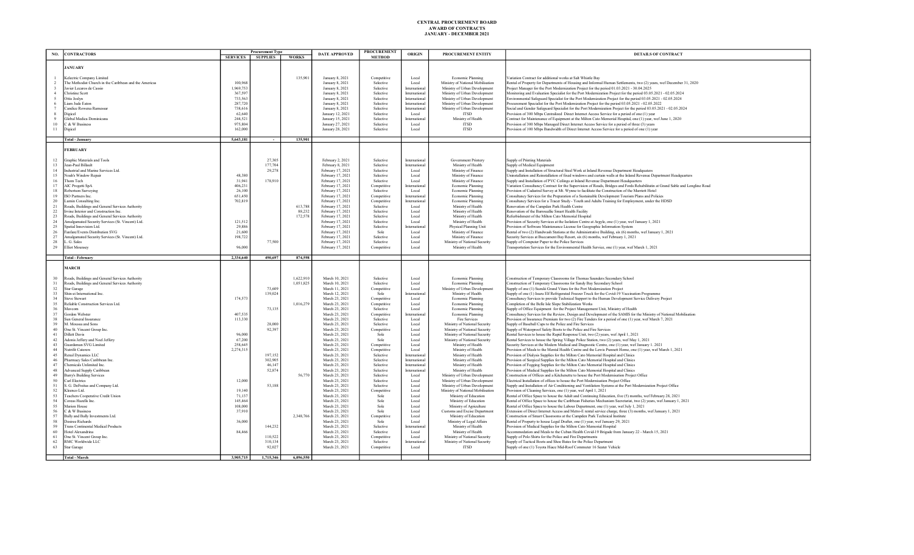# CENTRAL PROCUREMENT BOARD
## AWARD OF CONTRACTS
## JANUARY - DECEMBER 2021

| NO. | CONTRACTORS | Procurement Type | | | DATE APPROVED | PROCUREMENT METHOD | ORIGIN | PROCUREMENT ENTITY | DETAILS OF CONTRACT |
|---|---|---|---|---|---|---|---|---|---|
| | | SERVICES | SUPPLIES | WORKS | | | | | |
| | **JANUARY** | | | | | | | | |
| 1 | Kelectric Company Limited | | | 135,901 | January 8, 2021 | Competitive | Local | Economic Planning | Variation Contract for additional works at Salt Whistle Bay |
| 2 | The Methodist Church in the Caribbean and the Americas | 100,968 | | | January 8, 2021 | Selective | Local | Ministry of National Mobilisation | Rental of Property for Departments of Housing and Informal Human Settlements, two (2) years, wef December 31, 2020 |
| 3 | Javier Lecaros de Cassio | 1,969,753 | | | January 8, 2021 | Selective | International | Ministry of Urban Development | Project Manager for the Port Modernization Project for the period 01.03.2021 - 30.04.2025 |
| 4 | Christine Scott | 367,597 | | | January 8, 2021 | Selective | International | Ministry of Urban Development | Monitoring and Evaluation Specialist for the Port Modernization Project for the period 03.05.2021 - 02.05.2024 |
| 5 | Ottis Joslyn | 733,563 | | | January 8, 2021 | Selective | International | Ministry of Urban Development | Environmental Safeguard Specialist for the Port Modernization Project for the period 03.05.2021 - 02.05.2024 |
| 6 | Liam Jude Eaton | 287,720 | | | January 8, 2021 | Selective | International | Ministry of Urban Development | Procurement Specialist for the Port Modernization Project for the period 03.05.2021 - 02.05.2022 |
| 7 | Candice Rowena Ramessar | 738,616 | | | January 8, 2021 | Selective | International | Ministry of Urban Development | Social and Gender Safeguard Specialist for the Port Modernization Project for the period 03.05.2021 - 02.05.2024 |
| 8 | Digicel | 62,640 | | | January 12, 2021 | Selective | Local | ITSD | Provision of 300 Mbps Centralized Direct Internet Access Service for a period of one (1) year |
| 9 | Global Medica Dominicana | 244,521 | | | January 15, 2021 | Selective | International | Ministry of Health | Contract for Maintenance of Equipment at the Milton Cato Memorial Hospital, one (1) year, wef June 1, 2020 |
| 10 | C & W Business | 975,804 | | | January 27, 2021 | Selective | Local | ITSD | Provision of 300 Mbps Managed Direct Internet Access Service for a period of three (3) years |
| 11 | Digicel | 162,000 | | | January 28, 2021 | Selective | Local | ITSD | Provision of 100 Mbps Bandwidth of Direct Internet Access Service for a period of one (1) year |
| | **Total - January** | **5,643,181** | **-** | **135,901** | | | | | |
| | **FEBRUARY** | | | | | | | | |
| 12 | Graphic Materials and Tools | | 27,305 | | February 2, 2021 | Selective | International | Government Printery | Supply of Printing Materials |
| 13 | Jean-Paul Billault | | 177,704 | | February 8, 2021 | Selective | International | Ministry of Health | Supply of Medical Equipment |
| 14 | Industrial and Marine Services Ltd. | | 29,278 | | February 17, 2021 | Selective | Local | Ministry of Finance | Supply and Installation of Structural Steel Work at Inland Revenue Department Headquarters |
| 15 | Noah's Window Repair | 48,380 | | | February 17, 2021 | Selective | Local | Ministry of Finance | Uninstallation and Reinstallation of fixed windows and curtain walls at the Inland Revenue Department Headquarters |
| 16 | Thom Tech | 31,941 | 178,910 | | February 17, 2021 | Selective | Local | Ministry of Finance | Supply and Installation of PVC Ceilings at Inland Revenue Department Headquarters |
| 17 | AIC Progetti SpA | 406,231 | | | February 17, 2021 | Competitive | International | Economic Planning | Variation Consultancy Contract for the Supervision of Roads, Bridges and Fords Rehabilitatin at Grand Sable and Longline Road |
| 18 | Robertson Surveying | 26,100 | | | February 17, 2021 | Selective | Local | Economic Planning | Provision of Cadastral Survey at Mt. Wynne to facilitate the Construction of the Marriott Hotel |
| 19 | ISO Partners Inc. | 651,450 | | | February 17, 2021 | Competitive | International | Economic Planning | Consultancy Services for the Preparation of a Sustainable Development Tourism Plans and Policies |
| 20 | Lumin Consulting Inc. | 702,819 | | | February 17, 2021 | Competitive | International | Economic Planning | Consultancy Services for a Tracer Study - Youth and Adults Training for Employment, under the HDSD |
| 21 | Roads, Buildings and General Services Authority | | | 613,788 | February 17, 2021 | Selective | Local | Ministry of Health | Renovation of the Campden Park Health Centre |
| 22 | Irvine Interior and Construction Inc. | | | 88,232 | February 17, 2021 | Selective | Local | Ministry of Health | Renovation of the Barrouallie Smart Health Facility |
| 23 | Roads, Buildings and General Services Authority | | | 172,578 | February 17, 2021 | Selective | Local | Ministry of Health | Refurbishment of the Milton Cato Memorial Hospital |
| 24 | Amalgamated Security Services (St. Vincent) Ltd. | 121,512 | | | February 17, 2021 | Selective | Local | Ministry of Health | Provision of Security Services at the Isolation Centre at Argyle, one (1) year, wef January 1, 2021 |
| 25 | Spatial Innovision Ltd. | 29,886 | | | February 17, 2021 | Selective | International | Physical Planning Unit | Provision of Software Maintenance License for Geographic Information System |
| 26 | Fanfare Events Distribution SVG | 21,600 | | | February 17, 2021 | Sole | Local | Ministry of Finance | Rental of two (2) Handwash Stations at the Administrative Building, six (6) months, wef January 1, 2021 |
| 27 | Amalgamated Security Services (St. Vincent) Ltd. | 198,722 | | | February 17, 2021 | Selective | Local | Ministry of Finance | Security Services at Buccament Bay Resort, six (6) months, wef February 1, 2021 |
| 28 | L. G. Sales | | 77,500 | | February 17, 2021 | Selective | Local | Ministry of National Security | Supply of Computer Paper to the Police Services |
| 29 | Elliot Mounsey | 96,000 | | | February 17, 2021 | Competitive | Local | Ministry of Health | Transportation Services for the Environmental Health Service, one (1) year, wef March 1, 2021 |
| | **Total - February** | **2,334,640** | **490,697** | **874,598** | | | | | |
| | **MARCH** | | | | | | | | |
| 30 | Roads, Buildings and General Services Authority | | | 1,622,910 | March 10, 2021 | Selective | Local | Economic Planning | Construction of Temporary Classrooms for Thomas Saunders Secondary School |
| 31 | Roads, Buildings and General Services Authority | | | 1,051,825 | March 10, 2021 | Selective | Local | Economic Planning | Construction of Temporary Classrooms for Sandy Bay Secondary School |
| 32 | Star Garage | | 73,609 | | March 11, 2021 | Competitive | Local | Ministry of Urban Development | Supply of one (1) Suzuki Grand Vitara for the Port Modernization Project |
| 33 | Shin-ei International Inc. | | 139,024 | | March 12, 2021 | Sole | International | Ministry of Health | Supply of one (1) Isuzu Elf Refrigerated Freezer Truck for the Covid-19 Vaccination Programme |
| 34 | Steve Stewart | 174,573 | | | March 23, 2021 | Competitive | Local | Economic Planning | Consultancy Services to provide Technical Support to the Human Development Service Delivery Project |
| 35 | Reliable Construction Services Ltd. | | | 1,016,279 | March 23, 2021 | Competitive | Local | Economic Planning | Completion of the Belle Isle Slope Stabilization Works |
| 36 | Mavcom | | 73,135 | | March 23, 2021 | Selective | Local | Economic Planning | Supply of Office Equipment for the Project Management Unit, Ministry of Health |
| 37 | Gordon Webster | 407,535 | | | March 23, 2021 | Competitive | International | Economic Planning | Consultancy Services for the Review, Design and Development of the SAMIS for the Ministry of National Mobilisation |
| 38 | Sun General Insurance | 113,330 | | | March 23, 2021 | Selective | Local | Fire Services | Provision of Insurance Premium for two (2) Fire Tenders for a period of one (1) year, wef March 7, 2021 |
| 39 | M. Moussa and Sons | | 28,000 | | March 23, 2021 | Selective | Local | Ministry of National Security | Supply of Baseball Caps to the Police and Fire Services |
| 40 | One St. Vincent Group Inc. | | 92,397 | | March 23, 2021 | Competitive | Local | Ministry of National Security | Supply of Waterproof Safety Boots to the Police and Fire Services |
| 41 | Dillett Davis | 96,000 | | | March 23, 2021 | Sole | Local | Ministry of National Security | Rental Services to house the Rapid Response Unit, two (2) years, wef April 1, 2021 |
| 42 | Adonis Jeffery and Noel Jeffery | 67,200 | | | March 23, 2021 | Sole | Local | Ministry of National Security | Rental Services to house the Spring Village Police Station, two (2) years, wef May 1, 2021 |
| 43 | Guardsman SVG Limited | 258,645 | | | March 23, 2021 | Competitive | Local | Ministry of Health | Security Services at the Modern Medical and Diagnostic Centre, one (1) year, wef January 1. 2021 |
| 44 | Nutrifit Caterers | 2,274,315 | | | March 23, 2021 | Competitive | Local | Ministry of Health | Provision of Meals to the Mental Health Centre and the Lewis Punnett Home, one (1) year, wef March 1, 2021 |
| 45 | Renal Dynamics LLC | | 197,152 | | March 23, 2021 | Selective | International | Ministry of Health | Provision of Dialysis Supplies for the Milton Cato Memorial Hospital and Clinics |
| 46 | Pharmacy Sales Caribbean Inc. | | 302,905 | | March 23, 2021 | Selective | International | Ministry of Health | Provision of Surgical Supplies for the Milton Cato Memorial Hospital and Clinics |
| 47 | Chemicals Unlimited Inc. | | 46,147 | | March 23, 2021 | Selective | International | Ministry of Health | Provision of Fogging Supplies for the Milton Cato Memorial Hospital and Clinics |
| 48 | Advanced Supply Caribbean | | 52,874 | | March 23, 2021 | Selective | International | Ministry of Health | Provision of Medical Supplies for the Milton Cato Memorial Hospital and Clinics |
| 49 | Barry's Building Services | | | 56,770 | March 23, 2021 | Selective | Local | Ministry of Urban Development | Construction of Offices and a Kitchenette to house the Port Modernisation Project Office |
| 50 | Carl Electrics | 12,000 | | | March 23, 2021 | Selective | Local | Ministry of Urban Development | Electrical Installation of offices to house the Port Modernisation Project Office |
| 51 | S. G. DeFreitas and Company Ltd. | | 53,188 | | March 23, 2021 | Selective | Local | Ministry of Urban Development | Supply and Installation of Air Conditioning and Ventilation Systems at the Port Modernization Project Office |
| 52 | Kleenco Ltd. | 19,140 | | | March 23, 2021 | Competitive | Local | Ministry of National Mobilisation | Provision of Cleaning Services, one (1) year, wef April 1, 2021 |
| 53 | Teachers Cooperative Credit Union | 71,137 | | | March 23, 2021 | Sole | Local | Ministry of Education | Rental of Office Space to house the Adult and Continuing Education, five (5) months, wef February 28, 2021 |
| 54 | Coreas Hazells Inc. | 145,464 | | | March 23, 2021 | Sole | Local | Ministry of Education | Rental of Office Space to house the Caribbean Fisheries Mechanism Secretariat, two (2) years, wef January 1, 2021 |
| 55 | Marion House | 108,000 | | | March 23, 2021 | Sole | Local | Ministry of Agriculture | Rental of Office Space to house the Labour Department, one (1) year, wef July 1, 2021 |
| 56 | C & W Business | 37,910 | | | March 23, 2021 | Sole | Local | Customs and Excise Department | Extension of Direct Internet Access and Metro-E rental service charge, three (3) months, wef January 1, 2021 |
| 57 | Bally and Bally Investments Ltd. | | | 2,348,766 | March 23, 2021 | Competitive | Local | Ministry of Education | Construction of Smart Classrooms at the Campden Park Technical Institute |
| 58 | Desiree Richards | 36,000 | | | March 23, 2021 | Sole | Local | Ministry of Legal Affairs | Rental of Property to house Legal Drafter, one (1) year, wef January 29, 2021 |
| 59 | Trans Continental Medical Products | | 144,232 | | March 23, 2021 | Selective | International | Ministry of Health | Provision of Medical Supplies for the Milton Cato Memorial Hospital |
| 60 | Hotel Alexandrina | 84,466 | | | March 23, 2021 | Selective | Local | Ministry of Health | Accommodation and Meals to the Cuban Health Covid-19 Brigade from January 22 - March 15, 2021 |
| 61 | One St. Vincent Group Inc. | | 110,522 | | March 23, 2021 | Competitive | Local | Ministry of National Security | Supply of Polo Shirts for the Police and Fire Departments |
| 62 | RMC Worldwide LLC | | 310,134 | | March 23, 2021 | Selective | International | Ministry of National Security | Supply of Tactical Boots and Shoe Bates for the Police Department |
| 63 | Star Garage | | 92,027 | | March 23, 2021 | Competitive | Local | ITSD | Supply of one (1) Toyota Hiace Mid-Roof Commuter 16 Seater Vehicle |
| | **Total - March** | **3,905,715** | **1,715,346** | **6,096,550** | | | | | |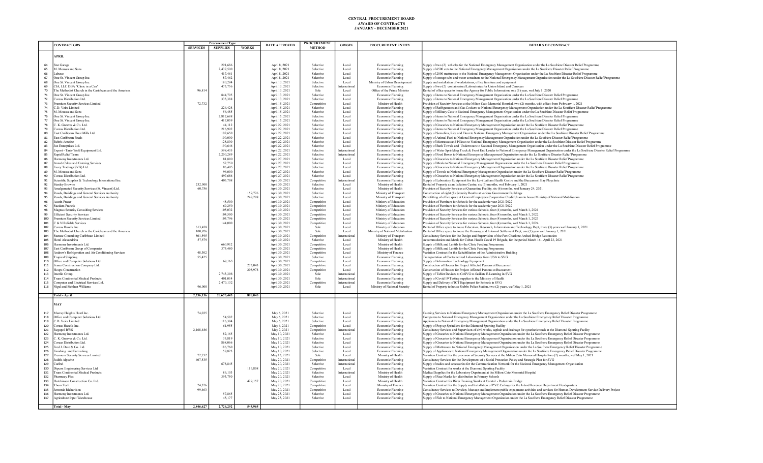# CENTRAL PROCUREMENT BOARD
## AWARD OF CONTRACTS
### JANUARY - DECEMBER 2021

| | CONTRACTORS | Procurement Type | | | DATE APPROVED | PROCUREMENT METHOD | ORIGIN | PROCUREMENT ENTITY | DETAILS OF CONTRACT |
|---|---|---|---|---|---|---|---|---|---|
| | | SERVICES | SUPPLIES | WORKS | | | | | |
| | **APRIL** | | | | | | | | |
| 64 | Star Garage | | 291,686 | | April 8, 2021 | Selective | Local | Economic Planning | Supply of two (2) vehicles for the National Emergency Management Organisation under the La Soufriere Disaster Relief Programme |
| 65 | M. Moussa and Sons | | 2,437,500 | | April 8, 2021 | Selective | Local | Economic Planning | Supply of 6500 cots to the National Emergency Management Organisation under the La Soufriere Disaster Relief Programme |
| 66 | Lubeco | | 417,461 | | April 8, 2021 | Selective | Local | Economic Planning | Supply of 2000 mattresses to the National Emergency Management Organisation under the La Soufriere Disaster Relief Programme |
| 67 | One St. Vincent Group Inc. | | 87,462 | | April 8, 2021 | Selective | Local | Economic Planning | Supply of storage tubs and water containers to the National Emergency Management Organisation under the La Soufriere Disaster Relief Programme |
| 68 | One St. Vincent Group Inc. | | 180,284 | | April 13, 2021 | Selective | Local | Ministry of Urban Development | Supply and installation of workstations, office furniture and equipment |
| 69 | CIA, LLC DBA "Clinic in a Can" | | 473,756 | | April 13, 2021 | Selective | International | Economic Planning | Supply of two (2) containerized Laboratories for Union Island and Canouan |
| 70 | The Methodist Church in the Caribbean and the Americas | 96,814 | | | April 13, 2021 | Sole | Local | Office of the Prime Minister | Rental of office space to house the Agency for Public Information, one (1) year, wef July 1, 2020 |
| 71 | One St. Vincent Group Inc. | | 844,795 | | April 13, 2021 | Selective | Local | Economic Planning | Supply of items to National Emergency Management Organisation under the La Soufriere Disaster Relief Programme |
| 72 | Coreas Distribution Ltd. | | 333,388 | | April 13, 2021 | Selective | Local | Economic Planning | Supply of items to National Emergency Management Organisation under the La Soufriere Disaster Relief Programme |
| 73 | Premium Security Services Limited | 72,732 | | | April 15, 2021 | Competitive | Local | Ministry of Health | Provision of Security Services at the Milton Cato Memorial Hospital, two (2) months, with effect from February 1, 2021 |
| 74 | C.D. Veira Limited | | 224,428 | | April 15, 2021 | Selective | Local | Economic Planning | Supply of Refrigerators and Gas Cookers to National Emergency Management Organisation under the La Soufriere Disaster Relief Programme |
| 75 | M. Moussa and Sons | | 56,485 | | April 15, 2021 | Selective | Local | Economic Planning | Supply of Military Cots to National Emergency Management Organisation under the La Soufriere Disaster Relief Programme |
| 76 | One St. Vincent Group Inc. | | 2,812,688 | | April 15, 2021 | Selective | Local | Economic Planning | Supply of items to National Emergency Management Organisation under the La Soufriere Disaster Relief Programme |
| 77 | One St. Vincent Group Inc. | | 417,059 | | April 15, 2021 | Selective | Local | Economic Planning | Supply of items to National Emergency Management Organisation under the La Soufriere Disaster Relief Programme |
| 78 | C. K. Greaves & Co. Ltd. | | 44,112 | | April 22, 2021 | Selective | Local | Economic Planning | Supply of Groceries to National Emergency Management Organisation under the La Soufriere Disaster Relief Programme |
| 79 | Coreas Distribution Ltd. | | 216,992 | | April 22, 2021 | Selective | Local | Economic Planning | Supply of items to National Emergency Management Organisation under the La Soufriere Disaster Relief Programme |
| 80 | East Caribbean Flour Mills Ltd. | | 102,650 | | April 22, 2021 | Selective | Local | Economic Planning | Supply of Semolina, Rice and Flour to National Emergency Management Organisation under the La Soufriere Disaster Relief Programme |
| 81 | East Caribbean Feeds | | 100,000 | | April 22, 2021 | Selective | Local | Economic Planning | Supply of Animal Feed to National Emergency Management Organisation under the La Soufriere Disaster Relief Programme |
| 82 | Beltrix Antoine | | 128,800 | | April 22, 2021 | Selective | Local | Economic Planning | Supply of Mattresses and Pillows to National Emergency Management Organisation under the La Soufriere Disaster Relief Programme |
| 83 | Jax Enterprises Ltd. | | 190,646 | | April 22, 2021 | Selective | Local | Economic Planning | Supply of Bath Towels and Underwears to National Emergency Management Organisation under the La Soufriere Disaster Relief Programme |
| 84 | Export - Tank-Weld Equipment Ltd. | | 598,435 | | April 22, 2021 | Selective | International | Economic Planning | Supply of Water Sprinkling Truck & Front End Loader to National Emergency Management Organisation under the La Soufriere Disaster Relief Programme |
| 85 | Rapid Relief Team | | 2,200,289 | | April 22, 2021 | Selective | International | Economic Planning | Supply of Food Boxes to National Emergency Management Organisation under the La Soufriere Disaster Relief Programme |
| 86 | Harmony Investments Ltd. | | 81,800 | | April 27, 2021 | Selective | Local | Economic Planning | Supply of Groceries to National Emergency Management Organisation under the La Soufriere Disaster Relief Programme |
| 87 | Anna's Cakes and Catering Services | | 52,750 | | April 27, 2021 | Selective | Local | Economic Planning | Supply of Meals to National Emergency Management Organisation under the La Soufriere Disaster Relief Programme |
| 88 | Facey Trading (SVG) Ltd. | | 86,495 | | April 27, 2021 | Selective | Local | Economic Planning | Supply of Groceries to National Emergency Management Organisation under the La Soufriere Disaster Relief Programme |
| 89 | M. Moussa and Sons | | 96,000 | | April 27, 2021 | Selective | Local | Economic Planning | Supply of Towels to National Emergency Management Organisation under the La Soufriere Disaster Relief Programme |
| 90 | Coreas Distribution Ltd. | | 497,686 | | April 27, 2021 | Selective | Local | Economic Planning | Supply of Groceries to National Emergency Management Organisation under the La Soufriere Disaster Relief Programme |
| 91 | Scientific Supplies & Technology International Inc. | | 405,708 | | April 30, 2021 | Competitive | International | Economic Planning | Supply of Laboratory Equipment for the Levi Latham Health Centre and the Buccament Bay Ployclinic |
| 92 | Stanley Browne | 232,500 | | | April 30, 2021 | Selective | Local | Ministry of Health | Rental of Property as an Isolation Centre, six (6) months, wef February 1, 2021 |
| 93 | Amalgamated Security Services (St. Vincent) Ltd. | 60,756 | | | April 30, 2021 | Selective | Local | Ministry of Health | Provision of Security Services at Quarantine Facility, six (6) months, wef January 24, 2021 |
| 94 | Roads, Buildings and General Services Authority | | | 159,726 | April 30, 2021 | Selective | Local | Ministry of Transport | Construction of eight (8) Security Booths at various Government Buildings |
| 95 | Roads, Buildings and General Services Authority | | | 248,298 | April 30, 2021 | Selective | Local | Ministry of Transport | Retrofitting of office space at General Employees Cooperative Credit Union to house Ministry of National Mobilisation |
| 96 | Austin Fraser | | 48,500 | | April 30, 2021 | Competitive | Local | Ministry of Education | Provision of Furniture for Schools for the academic year 2021/2022 |
| 97 | Suedam Francis | | 69,250 | | April 30, 2021 | Competitive | Local | Ministry of Education | Provision of Furniture for Schools for the academic year 2021/2022 |
| 98 | Magnus Security Consulting Services | | 105,032 | | April 30, 2021 | Competitive | Local | Ministry of Education | Provision of Security Services for various Schools, four (4) months, wef March 1, 2021 |
| 99 | Efficient Security Services | | 104,500 | | April 30, 2021 | Competitive | Local | Ministry of Education | Provision of Security Services for various Schools, four (4) months, wef March 1, 2022 |
| 100 | Premium Security Services Limited | | 105,796 | | April 30, 2021 | Competitive | Local | Ministry of Education | Provision of Security Services for various Schools, four (4) months, wef March 1, 2023 |
| 101 | C & N Reliable Services | | 144,000 | | April 30, 2021 | Competitive | Local | Ministry of Education | Provision of Security Services for various Schools, four (4) months, wef March 1, 2024 |
| 102 | Coreas Hazells Inc. | 613,458 | | | April 30, 2021 | Sole | Local | Ministry of Education | Rental of Office space to house Education, Research, Information and Technology Dept, three (3) years wef January 1, 2021 |
| 103 | The Methodist Church in the Caribbean and the Americas | 100,976 | | | April 30, 2021 | Sole | Local | Ministry of National Mobilisation | Rental of office space to house the Housing and Informal Settlement Dept, one (1) year wef January 1, 2021 |
| 104 | Stantec Consulting Caribbean Limited | 801,595 | | | April 30, 2021 | Competitive | International | Ministry of Transport | Consultancy Services for the Design and Supervision of the Fort Charlotte Arched Bridge Restoration |
| 105 | Hotel Alexandrina | 57,579 | | | April 30, 2021 | Selective | Local | Ministry of Health | Accommodation and Meals for Cuban Health Covid 19 Brigade, for the period March 16 - April 23, 2021 |
| 106 | Harmony Investments Ltd. | | 660,912 | | April 30, 2021 | Competitive | Local | Ministry of Health | Supply of Milk and Lentils for the Clinic Feeding Programme |
| 107 | East Caribbean Group of Companies | | 375,480 | | April 30, 2021 | Competitive | Local | Ministry of Health | Supply of Milk and Lentils for the Clinic Feeding Programme |
| 108 | Andrew's Refrigeration and Air Conditioning Services | 48,302 | | | April 30, 2021 | Competitive | Local | Ministry of Finance | Variation Contract for the Rehabilitation of the Administrative Building |
| 109 | Tropical Shipping | 55,425 | | | April 30, 2021 | Selective | Local | Economic Planning | Transportation of Containerized Laboratories from USA to SVG |
| 110 | Office and Computer Solutions Ltd. | | 68,163 | | April 30, 2021 | Competitive | Local | Economic Planning | Supply of Information Technology Equipment |
| 111 | Fraser Construction Company Ltd. | | | 273,043 | April 30, 2021 | Competitive | Local | Economic Planning | Construction of Houses for Project Affected Persons at Buccament |
| 112 | Hoops Construction | | | 208,978 | April 30, 2021 | Competitive | Local | Economic Planning | Construction of Houses for Project Affected Persons at Buccament |
| 113 | Interlin Group | | 2,743,308 | | April 30, 2021 | Sole | International | Economic Planning | Supply of Tablet Devices to GoSVG to faciliate E-Learning in SVG |
| 114 | Trans Continental Medical Products | | 401,014 | | April 30, 2021 | Sole | International | Economic Planning | Supply of Covid 19 Testing supplies to the Ministry of Health |
| 115 | Computer and Electrical Services Ltd. | | 2,470,132 | | April 30, 2021 | Competitive | International | Economic Planning | Supply and Delivery of ICT Equipment for Schools in SVG |
| 116 | Nigel and Siobhan Williams | 96,000 | | | April 30, 2021 | Sole | Local | Ministry of National Security | Rental of Property to house Stubbs Police Station, two (2) years, wef May 1, 2021 |
| | **Total - April** | **2,236,136** | **20,675,443** | **890,045** | | | | | |
| | **MAY** | | | | | | | | |
| 117 | Murray Heights Hotel Inc. | 74,035 | | | May 6, 2021 | Selective | Local | Economic Planning | Catering Services to National Emergency Management Organization under the La Soufriere Emergency Relief Disaster Programme |
| 118 | Office and Computer Solutions Ltd. | | 54,582 | | May 6, 2021 | Selective | Local | Economic Planning | Computers to National Emergency Management Organization under the La Soufriere Emergency Relief Disaster Programme |
| 119 | C.D. Veira Limited | | 116,384 | | May 6, 2021 | Selective | Local | Economic Planning | Appliances to National Emergency Management Organization under the La Soufriere Emergency Relief Disaster Programme |
| 120 | Coreas Hazells Inc. | | 61,955 | | May 6, 2021 | Competitive | Local | Economic Planning | Supply of Pop-up Sprinklers for the Diamond Sporting Facility |
| 121 | Regupol BWS | 2,168,486 | | | May 7, 2021 | Competitive | International | Economic Planning | Consultancy Services and Supervision of civil works, asphalt and drainage for synthetic track at the Diamond Sporting Facility |
| 122 | Harmony Investments Ltd. | | 82,165 | | May 10, 2021 | Selective | Local | Economic Planning | Supply of Groceries to National Emergency Management Organization under the La Soufriere Emergency Relief Disaster Programme |
| 123 | C. K. Greaves & Co. Ltd. | | 35,819 | | May 10, 2021 | Selective | Local | Economic Planning | Supply of Groceries to National Emergency Management Organization under the La Soufriere Emergency Relief Disaster Programme |
| 124 | Coreas Distribution Ltd. | | 868,066 | | May 10, 2021 | Selective | Local | Economic Planning | Supply of Groceries to National Emergency Management Organization under the La Soufriere Emergency Relief Disaster Programme |
| 125 | Fred J. Dare & Co. Ltd. | | 186,760 | | May 10, 2021 | Selective | Local | Economic Planning | Supply of Mattresses to National Emergency Management Organization under the La Soufriere Emergency Relief Disaster Programme |
| 126 | Finishing and Furnishing | | 58,823 | | May 10, 2021 | Selective | Local | Economic Planning | Supply of Appliances to National Emergency Management Organization under the La Soufriere Emergency Relief Disaster Programme |
| 127 | Premium Security Services Limited | 72,732 | | | May 13, 2021 | Selective | Local | Ministry of Health | Variation Contract for the provision of Security Services at the Milton Cato Memorial Hospital two (2) months, wef May 1, 2021 |
| 128 | Judith Alpuche | 407,535 | | | May 20, 2021 | Competitive | International | Economic Planning | Consultancy Services for the Development of a Social Protection Policy and Strategic Plan for SVG |
| 129 | Caribel | | 678,845 | | May 20, 2021 | Selective | International | Economic Planning | Supply of radios and accessories for the Communication Network for the National Emergency Management Organisation |
| 130 | Dipcon Engineering Services Ltd. | | | 116,808 | May 20, 2021 | Competitive | Local | Economic Planning | Variation Contract for works at the Diamond Sporting Facility |
| 131 | Trans Continental Medical Products | | 86,103 | | May 20, 2021 | Selective | International | Ministry of Health | Medical Supplies for the Laboratory Department at the Milton Cato Memorial Hospital |
| 132 | Pharmacy Plus | | 393,750 | | May 20, 2021 | Selective | Local | Ministry of Health | Supply of Face Masks for distribution in Primary Schools |
| 133 | Hutchinson Construction Co. Ltd. | | | 429,157 | May 20, 2021 | Competitive | Local | Ministry of Health | Variation Contract for River Training Works at Caratal - Pedestrain Bridge |
| 134 | Thom Tech | 24,376 | | | May 20, 2021 | Competitive | Local | Ministry of Finance | Variation Contract for the Supply and Installation of PVC Ceilings for the Inland Revenue Department Headquarters |
| 135 | Jeremie Richardson | 99,463 | | | May 20, 2021 | Competitive | Local | Economic Planning | Consultancy Services to Develop, Manage and Implement public engagment activities and services for Human Development Service Delivery Project |
| 136 | Harmony Investments Ltd. | | 57,865 | | May 25, 2021 | Selective | Local | Economic Planning | Supply of Groceries to National Emergency Management Organization under the La Soufriere Emergency Relief Disaster Programme |
| 137 | Agriculture Input Warehouse | | 45,177 | | May 25, 2021 | Selective | Local | Economic Planning | Supply of Fish to National Emergency Management Organization under the La Soufriere Emergency Relief Disaster Programme |
| | **Total - May** | **2,846,627** | **2,726,292** | **545,965** | | | | | |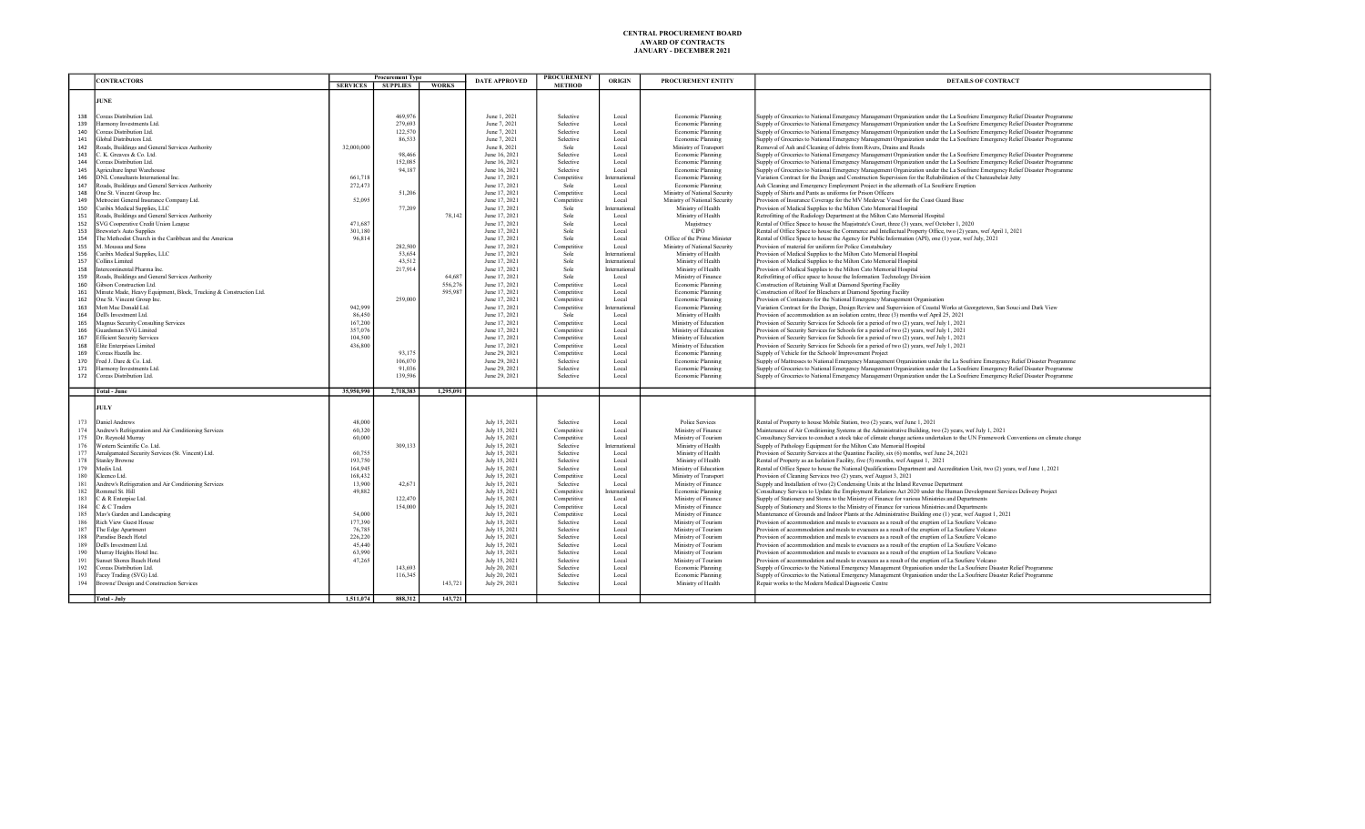# CENTRAL PROCUREMENT BOARD
## AWARD OF CONTRACTS
## JANUARY - DECEMBER 2021

| | CONTRACTORS | Procurement Type | | | DATE APPROVED | PROCUREMENT METHOD | ORIGIN | PROCUREMENT ENTITY | DETAILS OF CONTRACT |
|---|---|---|---|---|---|---|---|---|---|
| | | SERVICES | SUPPLIES | WORKS | | | | | |
| | **JUNE** | | | | | | | | |
| 138 | Coreas Distribution Ltd. | | 469,976 | | June 1, 2021 | Selective | Local | Economic Planning | Supply of Groceries to National Emergency Management Organization under the La Soufriere Emergency Relief Disaster Programme |
| 139 | Harmony Investments Ltd. | | 279,693 | | June 7, 2021 | Selective | Local | Economic Planning | Supply of Groceries to National Emergency Management Organization under the La Soufriere Emergency Relief Disaster Programme |
| 140 | Coreas Distribution Ltd. | | 122,570 | | June 7, 2021 | Selective | Local | Economic Planning | Supply of Groceries to National Emergency Management Organization under the La Soufriere Emergency Relief Disaster Programme |
| 141 | Global Distributors Ltd. | | 86,533 | | June 7, 2021 | Selective | Local | Economic Planning | Supply of Groceries to National Emergency Management Organization under the La Soufriere Emergency Relief Disaster Programme |
| 142 | Roads, Buildings and General Services Authority | 32,000,000 | | | June 8, 2021 | Sole | Local | Ministry of Transport | Removal of Ash and Cleaning of debris from Rivers, Drains and Roads |
| 143 | C. K. Greaves & Co. Ltd. | | 98,466 | | June 16, 2021 | Selective | Local | Economic Planning | Supply of Groceries to National Emergency Management Organization under the La Soufriere Emergency Relief Disaster Programme |
| 144 | Coreas Distribution Ltd. | | 152,085 | | June 16, 2021 | Selective | Local | Economic Planning | Supply of Groceries to National Emergency Management Organization under the La Soufriere Emergency Relief Disaster Programme |
| 145 | Agriculture Input Warehouse | | 94,187 | | June 16, 2021 | Selective | Local | Economic Planning | Supply of Groceries to National Emergency Management Organization under the La Soufriere Emergency Relief Disaster Programme |
| 146 | DNL Consultants International Inc. | 661,718 | | | June 16, 2021 | Competitive | International | Economic Planning | Variation Contract for the Design and Construction Supervision for the Rehabilitation of the Chateaubelair Jetty |
| 147 | Roads, Buildings and General Services Authority | 272,473 | | | June 17, 2021 | Sole | Local | Economic Planning | Ash Cleaning and Emergency Employment Project in the aftermath of La Soufriere Eruption |
| 148 | One St. Vincent Group Inc. | | 51,206 | | June 17, 2021 | Competitive | Local | Ministry of National Security | Supply of Shirts and Pants as uniforms for Prison Officers |
| 149 | Metrocent General Insurance Company Ltd. | 52,095 | | | June 17, 2021 | Competitive | Local | Ministry of National Security | Provision of Insurance Coverage for the MV Medevac Vessel for the Coast Guard Base |
| 150 | Caribix Medical Supplies, LLC | | 77,209 | | June 17, 2021 | Sole | International | Ministry of Health | Provision of Medical Supplies to the Milton Cato Memorial Hospital |
| 151 | Roads, Buildings and General Services Authority | | | 78,142 | June 17, 2021 | Sole | Local | Ministry of Health | Retrofitting of the Radiology Department at the Milton Cato Memorial Hospital |
| 152 | SVG Cooperative Credit Union League | 471,687 | | | June 17, 2021 | Sole | Local | Magistracy | Rental of Office Space to house the Magistrate's Court, three (3) years, wef October 1, 2020 |
| 153 | Brewster's Auto Supplies | 301,180 | | | June 17, 2021 | Sole | Local | CIPO | Rental of Office Space to house the Commerce and Intellectual Property Office, two (2) years, wef April 1, 2021 |
| 154 | The Methodist Church in the Caribbean and the Americas | 96,814 | | | June 17, 2021 | Sole | Local | Office of the Prime Minister | Rental of Office Space to house the Agency for Public Information (API), one (1) year, wef July, 2021 |
| 155 | M. Moussa and Sons | | 282,500 | | June 17, 2021 | Competitive | Local | Ministry of National Security | Provision of material for uniform for Police Constabulary |
| 156 | Caribix Medical Supplies, LLC | | 53,654 | | June 17, 2021 | Sole | International | Ministry of Health | Provision of Medical Supplies to the Milton Cato Memorial Hospital |
| 157 | Collins Limited | | 43,512 | | June 17, 2021 | Sole | International | Ministry of Health | Provision of Medical Supplies to the Milton Cato Memorial Hospital |
| 158 | Intercontinental Pharma Inc. | | 217,914 | | June 17, 2021 | Sole | International | Ministry of Health | Provision of Medical Supplies to the Milton Cato Memorial Hospital |
| 159 | Roads, Buildings and General Services Authority | | | 64,687 | June 17, 2021 | Sole | Local | Ministry of Finance | Retrofitting of office space to house the Information Technology Division |
| 160 | Gibson Construction Ltd. | | | 556,276 | June 17, 2021 | Competitive | Local | Economic Planning | Construction of Retaining Wall at Diamond Sporting Facility |
| 161 | Minute Made, Heavy Equipment, Block, Trucking & Construction Ltd. | | | 595,987 | June 17, 2021 | Competitive | Local | Economic Planning | Construction of Roof for Bleachers at Diamond Sporting Facility |
| 162 | One St. Vincent Group Inc. | | 259,000 | | June 17, 2021 | Competitive | Local | Economic Planning | Provision of Containers for the National Emergency Management Organisation |
| 163 | Mott Mac Donald Ltd. | 942,999 | | | June 17, 2021 | Competitive | International | Economic Planning | Variation Contract for the Design, Design Review and Supervision of Coastal Works at Georgetown, San Souci and Dark View |
| 164 | Dell's Investment Ltd. | 86,450 | | | June 17, 2021 | Sole | Local | Ministry of Health | Provision of accommodation as an isolation centre, three (3) months wef April 25, 2021 |
| 165 | Magnus Security Consulting Services | 167,200 | | | June 17, 2021 | Competitive | Local | Ministry of Education | Provision of Security Services for Schools for a period of two (2) years, wef July 1, 2021 |
| 166 | Guardsman SVG Limited | 357,076 | | | June 17, 2021 | Competitive | Local | Ministry of Education | Provision of Security Services for Schools for a period of two (2) years, wef July 1, 2021 |
| 167 | Efficient Security Services | 104,500 | | | June 17, 2021 | Competitive | Local | Ministry of Education | Provision of Security Services for Schools for a period of two (2) years, wef July 1, 2021 |
| 168 | Elite Enterprises Limited | 436,800 | | | June 17, 2021 | Competitive | Local | Ministry of Education | Provision of Security Services for Schools for a period of two (2) years, wef July 1, 2021 |
| 169 | Coreas Hazells Inc. | | 93,175 | | June 29, 2021 | Competitive | Local | Economic Planning | Supply of Vehicle for the Schools' Improvement Project |
| 170 | Fred J. Dare & Co. Ltd. | | 106,070 | | June 29, 2021 | Selective | Local | Economic Planning | Supply of Mattresses to National Emergency Management Organization under the La Soufriere Emergency Relief Disaster Programme |
| 171 | Harmony Investments Ltd. | | 91,036 | | June 29, 2021 | Selective | Local | Economic Planning | Supply of Groceries to National Emergency Management Organization under the La Soufriere Emergency Relief Disaster Programme |
| 172 | Coreas Distribution Ltd. | | 139,596 | | June 29, 2021 | Selective | Local | Economic Planning | Supply of Groceries to National Emergency Management Organization under the La Soufriere Emergency Relief Disaster Programme |
| | **Total - June** | **35,950,990** | **2,718,383** | **1,295,091** | | | | | |
| | **JULY** | | | | | | | | |
| 173 | Daniel Andrews | 48,000 | | | July 15, 2021 | Selective | Local | Police Services | Rental of Property to house Mobile Station, two (2) years, wef June 1, 2021 |
| 174 | Andrew's Refrigeration and Air Conditioning Services | 60,320 | | | July 15, 2021 | Competitive | Local | Ministry of Finance | Maintenance of Air Conditioning Systems at the Administrative Building, two (2) years, wef July 1, 2021 |
| 175 | Dr. Reynold Murray | 60,000 | | | July 15, 2021 | Competitive | Local | Ministry of Tourism | Consultancy Services to conduct a stock take of climate change actions undertaken to the UN Framework Conventions on climate change |
| 176 | Western Scientific Co. Ltd. | | 309,133 | | July 15, 2021 | Selective | International | Ministry of Health | Supply of Pathology Equipment for the Milton Cato Memorial Hospital |
| 177 | Amalgamated Security Services (St. Vincent) Ltd. | 60,755 | | | July 15, 2021 | Selective | Local | Ministry of Health | Provision of Security Services at the Quantine Facility, six (6) months, wef June 24, 2021 |
| 178 | Stanley Browne | 193,750 | | | July 15, 2021 | Selective | Local | Ministry of Health | Rental of Property as an Isolation Facility, five (5) months, wef August 1, 2021 |
| 179 | Medix Ltd. | 164,945 | | | July 15, 2021 | Selective | Local | Ministry of Education | Rental of Office Space to house the National Qualifications Department and Accreditation Unit, two (2) years, wef June 1, 2021 |
| 180 | Kleenco Ltd. | 168,432 | | | July 15, 2021 | Competitive | Local | Ministry of Transport | Provision of Cleaning Services two (2) years, wef August 3, 2021 |
| 181 | Andrew's Refrigeration and Air Conditioning Services | 13,900 | 42,671 | | July 15, 2021 | Selective | Local | Ministry of Finance | Supply and Installation of two (2) Condensing Units at the Inland Revenue Department |
| 182 | Rommel St. Hill | 49,882 | | | July 15, 2021 | Competitive | International | Economic Planning | Consultancy Services to Update the Employment Relations Act 2020 under the Human Development Services Delivery Project |
| 183 | C & R Enterpise Ltd. | | 122,470 | | July 15, 2021 | Competitive | Local | Ministry of Finance | Supply of Stationery and Stores to the Ministry of Finance for various Ministries and Departments |
| 184 | C & C Traders | | 154,000 | | July 15, 2021 | Competitive | Local | Ministry of Finance | Supply of Stationery and Stores to the Ministry of Finance for various Ministries and Departments |
| 185 | Mav's Garden and Landscaping | 54,000 | | | July 15, 2021 | Competitive | Local | Ministry of Finance | Maintenance of Grounds and Indoor Plants at the Administrative Building one (1) year, wef August 1, 2021 |
| 186 | Rich View Guest House | 177,390 | | | July 15, 2021 | Selective | Local | Ministry of Tourism | Provision of accommodation and meals to evacuees as a result of the eruption of La Soufriere Volcano |
| 187 | The Edge Apartment | 76,785 | | | July 15, 2021 | Selective | Local | Ministry of Tourism | Provision of accommodation and meals to evacuees as a result of the eruption of La Soufriere Volcano |
| 188 | Paradise Beach Hotel | 226,220 | | | July 15, 2021 | Selective | Local | Ministry of Tourism | Provision of accommodation and meals to evacuees as a result of the eruption of La Soufriere Volcano |
| 189 | Dell's Investment Ltd. | 45,440 | | | July 15, 2021 | Selective | Local | Ministry of Tourism | Provision of accommodation and meals to evacuees as a result of the eruption of La Soufriere Volcano |
| 190 | Murray Heights Hotel Inc. | 63,990 | | | July 15, 2021 | Selective | Local | Ministry of Tourism | Provision of accommodation and meals to evacuees as a result of the eruption of La Soufriere Volcano |
| 191 | Sunset Shores Beach Hotel | 47,265 | | | July 15, 2021 | Selective | Local | Ministry of Tourism | Provision of accommodation and meals to evacuees as a result of the eruption of La Soufriere Volcano |
| 192 | Coreas Distribution Ltd. | | 143,693 | | July 20, 2021 | Selective | Local | Economic Planning | Supply of Groceries to the National Emergency Management Organisation under the La Soufriere Disaster Relief Programme |
| 193 | Facey Trading (SVG) Ltd. | | 116,345 | | July 20, 2021 | Selective | Local | Economic Planning | Supply of Groceries to the National Emergency Management Organisation under the La Soufriere Disaster Relief Programme |
| 194 | Browne' Design and Construction Services | | | 143,721 | July 29, 2021 | Selective | Local | Ministry of Health | Repair works to the Modern Medical Diagnostic Centre |
| | **Total - July** | **1,511,074** | **888,312** | **143,721** | | | | | |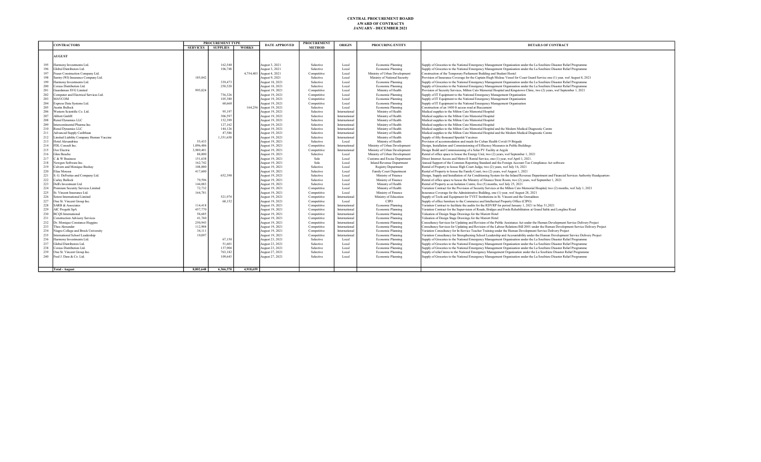# CENTRAL PROCUREMENT BOARD
## AWARD OF CONTRACTS
### JANUARY - DECEMBER 2021

| | CONTRACTORS | PROCUREMENT TYPE | | | DATE APPROVED | PROCUREMENT METHOD | ORIGIN | PROCURING ENTITY | DETAILS OF CONTRACT |
|---|---|---|---|---|---|---|---|---|---|
| | | SERVICES | SUPPLIES | WORKS | | | | | |
| | **AUGUST** | | | | | | | | |
| 195 | Harmony Investments Ltd. | | 162,540 | | August 3, 2021 | Selective | Local | Economic Planning | Supply of Groceries to the National Emergency Management Organisation under the La Soufriere Disaster Relief Programme |
| 196 | Global Distributors Ltd. | | 106,748 | | August 3, 2021 | Selective | Local | Economic Planning | Supply of Groceries to the National Emergency Management Organisation under the La Soufriere Disaster Relief Programme |
| 197 | Fraser Construction Company Ltd. | | | 4,754,403 | August 4, 2021 | Competitive | Local | Ministry of Urban Development | Construction of the Temporary Parliament Building and Student Hostel |
| 198 | Sentry (WI) Insurance Company Ltd. | 185,842 | | | August 9, 2021 | Selective | Local | Ministry of National Security | Provision of Insurance Coverage for the Captain Hugh Mulzac Vessel for Coast Guard Service one (1) year, wef August 8, 2021 |
| 199 | Harmony Investments Ltd. | | 339,473 | | August 18, 2021 | Selective | Local | Economic Planning | Supply of Groceries to the National Emergency Management Organisation under the La Soufriere Disaster Relief Programme |
| 200 | Coreas Distribution Ltd. | | 258,520 | | August 18, 2021 | Selective | Local | Economic Planning | Supply of Groceries to the National Emergency Management Organisation under the La Soufriere Disaster Relief Programme |
| 201 | Guardsman SVG Limited | 995,824 | | | August 19, 2021 | Competitive | Local | Ministry of Health | Provision of Security Services. Milton Cato Memorial Hospital and Kingstown Clinic, two (2) years, wef September 1, 2021 |
| 202 | Computer and Electrical Services Ltd. | | 736,326 | | August 19, 2021 | Competitive | Local | Economic Planning | Supply of IT Equipment to the National Emergency Management Organisation |
| 203 | MAVCOM | | 105,380 | | August 19, 2021 | Competitive | Local | Economic Planning | Supply of IT Equipment to the National Emergency Management Organisation |
| 204 | Express Data Systems Ltd. | | 60,660 | | August 19, 2021 | Competitive | Local | Economic Planning | Supply of IT Equipment to the National Emergency Management Organisation |
| 205 | Austin Bullock | | | 164,256 | August 19, 2021 | Selective | Local | Economic Planning | Construction of an 1400 ft access road at Buccament |
| 206 | Western Scientific Co. Ltd. | | 95,197 | | August 19, 2021 | Selective | International | Ministry of Health | Medical supplies to the Milton Cato Memorial Hospital |
| 207 | Abbott GmbH | | 306,597 | | August 19, 2021 | Selective | International | Ministry of Health | Medical supplies to the Milton Cato Memorial Hospital |
| 208 | Renal Dynamics LLC | | 152,399 | | August 19, 2021 | Selective | International | Ministry of Health | Medical supplies to the Milton Cato Memorial Hospital |
| 209 | Intercontinental Pharma Inc. | | 127,162 | | August 19, 2021 | Selective | International | Ministry of Health | Medical supplies to the Milton Cato Memorial Hospital |
| 210 | Renal Dynamics LLC | | 144,126 | | August 19, 2021 | Selective | International | Ministry of Health | Medical supplies to the Milton Cato Memorial Hospital and the Modern Medical Diagnostic Centre |
| 211 | Advanced Supply Caribbean | | 47,586 | | August 19, 2021 | Selective | International | Ministry of Health | Medical supplies to the Milton Cato Memorial Hospital and the Modern Medical Diagnostic Centre |
| 212 | Limited Liability Company Human Vaccine | | 1,351,658 | | August 19, 2021 | Selective | International | Ministry of Health | Supply of fifty thousand Sputnik Vaccines |
| 213 | Hotel Alexandrina | 55,433 | | | August 19, 2021 | Selective | Local | Ministry of Health | Provision of accommodation and meals for Cuban Health Covid-19 Brigade |
| 214 | FDL Consult Inc. | 1,096,486 | | | August 19, 2021 | Competitive | International | Ministry of Urban Development | Design, Installation and Commissioning of Effiency Measures in Public Buildings |
| 215 | Ozz Electric | 3,989,401 | | | August 19, 2021 | Competitive | International | Ministry of Urban Development | Design Build and Commissioning of a Solar PV Facility at Argyle |
| 216 | Glen Beache | 88,800 | | | August 19, 2021 | Selective | Local | Ministry of Urban Development | Rental of office space to house the Energy Unit, two (2) years, wef September 1, 2021 |
| 217 | C & W Business | 151,638 | | | August 19, 2021 | Sole | Local | Customs and Excise Department | Direct Internet Access and Metro-E Rental Service, one (1) year, wef April 1, 2021. |
| 218 | Newgen Software Inc. | 162,742 | | | August 19, 2021 | Sole | Local | Inland Revenue Department | Annual Support of the Common Reporting Standard and the Foreign Account Tax Compliance Act software |
| 219 | Calvern and Monique Bushay | 108,000 | | | August 19, 2021 | Selective | Local | Registry Department | Rental of Property to house High Court Judge, two (2) years, wef July 16, 2021 |
| 220 | Elias Moussa | 417,600 | | | August 19, 2021 | Selective | Local | Family Court Department | Rental of Property to house the Family Court, two (2) years, wef August 1, 2021 |
| 221 | S. G. DeFreitas and Company Ltd. | | 652,390 | | August 19, 2021 | Selective | Local | Ministry of Finance | Design, Supply and Installation of Air Conditioning System for the Inland Revenue Department and Financial Services Authority Headquarters |
| 222 | Carley Bullock | 79,596 | | | August 19, 2021 | Selective | Local | Ministry of Finance | Rental of office space to house the Ministry of Finance Store Room, two (2) years, wef September 1, 2021 |
| 223 | Dell's Investment Ltd. | 144,083 | | | August 19, 2021 | Selective | Local | Ministry of Health | Rental of Property as an Isolation Centre, five (5) months, wef July 25, 2021 |
| 224 | Premium Security Services Limited | 72,732 | | | August 19, 2021 | Competitive | Local | Ministry of Health | Variation Contract for the Provision of Security Services at the Milton Cato Memorial Hospital, two (2) months, wef July 1, 2021 |
| 225 | St. Vincent Insurance Ltd. | 164,781 | | | August 19, 2021 | Competitive | Local | Ministry of Finance | Insurance Coverage for the Administrative Building, one (1) year, wef August 28, 2021 |
| 226 | Sotext International Limited | | 521,974 | | August 19, 2021 | Competitive | International | Ministry of Education | Supply of Tools and Equipment for TVET Institutions in St. Vincent and the Grenadines |
| 227 | One St. Vincent Group Inc. | | 68,152 | | August 19, 2021 | Competitive | Local | CIPO | Supply of office furniture to the Commerce and Intellectual Property Office (CIPO) |
| 228 | SARB & Associates | 114,418 | | | August 19, 2021 | Competitive | International | Economic Planning | Variation Contract to facilitate the audits for the RDVRP for period January 1, 2021 to May 31,2021 |
| 229 | AIC Progetti SpA | 457,770 | | | August 19, 2021 | Competitive | International | Economic Planning | Variation Contract for the Supervision of Roads, Bridges and Fords Rehabilitation at Grand Sable and Longline Road |
| 230 | BCQS International | 58,685 | | | August 19, 2021 | Competitive | International | Economic Planning | Valuation of Design Stage Drawings for the Mariott Hotel |
| 231 | Construction Advisory Services | 41,760 | | | August 19, 2021 | Competitive | International | Economic Planning | Valuation of Design Stage Drawings for the Mariott Hotel |
| 232 | Dr. Monique Constance Huggins | 250,943 | | | August 19, 2021 | Competitive | International | Economic Planning | Consultancy Services for Updating and Revision of the Public Assistance Act under the Human Development Service Delivery Project |
| 233 | Thea Alexander | 112,904 | | | August 19, 2021 | Competitive | International | Economic Planning | Consultancy Services for Updating and Revision of the Labour Relations Bill 2001 under the Human Development Service Delivery Project |
| 234 | Niagra College and Brock University | 34,111 | | | August 19, 2021 | Competitive | International | Economic Planning | Variation Consultancy for In-Service Teacher Training under the Human Development Service Delivery Project |
| 235 | International School Leadership | 19,097 | | | August 19, 2021 | Competitive | International | Economic Planning | Variation Consultancy for Strengthening School Leadership and Accountability under the Human Development Service Delivery Project |
| 236 | Harmony Investments Ltd. | | 67,150 | | August 23, 2021 | Selective | Local | Economic Planning | Supply of Groceries to the National Emergency Management Organisation under the La Soufriere Disaster Relief Programme |
| 237 | Global Distributors Ltd. | | 51,601 | | August 23, 2021 | Selective | Local | Economic Planning | Supply of Groceries to the National Emergency Management Organisation under the La Soufriere Disaster Relief Programme |
| 238 | Coreas Distribution Ltd. | | 137,904 | | August 23, 2021 | Selective | Local | Economic Planning | Supply of Groceries to the National Emergency Management Organisation under the La Soufriere Disaster Relief Programme |
| 239 | One St. Vincent Group Inc. | | 763,182 | | August 27, 2021 | Selective | Local | Economic Planning | Supply of relief items to the National Emergency Management Organisation under the La Soufriere Disaster Relief Programme |
| 240 | Fred J. Dare & Co. Ltd. | | 109,643 | | August 27, 2021 | Selective | Local | Economic Planning | Supply of Groceries to the National Emergency Management Organisation under the La Soufriere Disaster Relief Programme |
| | **Total - August** | **8,802,648** | **6,366,370** | **4,918,659** | | | | | |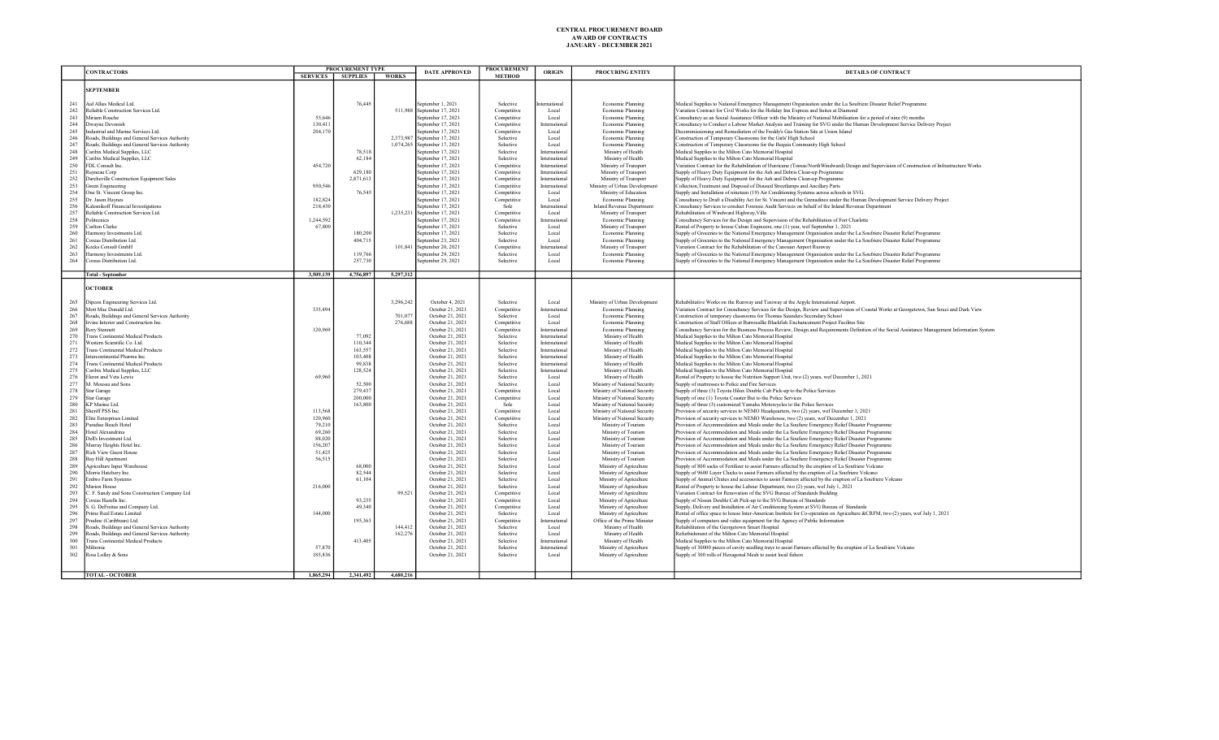# CENTRAL PROCUREMENT BOARD
## AWARD OF CONTRACTS
## JANUARY - DECEMBER 2021

| | CONTRACTORS | PROCUREMENT TYPE | | | DATE APPROVED | PROCUREMENT METHOD | ORIGIN | PROCURING ENTITY | DETAILS OF CONTRACT |
|---|---|---|---|---|---|---|---|---|---|
| | | SERVICES | SUPPLIES | WORKS | | | | | |
| | **SEPTEMBER** | | | | | | | | |
| 241 | Aid Allies Medical Ltd. | | 76,445 | | September 1, 2021 | Selective | International | Economic Planning | Medical Supplies to National Emergency Management Organisation under the La Soufriere Disaster Relief Programme |
| 242 | Reliable Construction Services Ltd. | | | 511,988 | September 17, 2021 | Competitive | Local | Economic Planning | Variation Contract for Civil Works for the Holiday Inn Express and Suites at Diamond |
| 243 | Miriam Roache | 55,646 | | | September 17, 2021 | Competitive | Local | Economic Planning | Consultancy as an Social Assistance Officer with the Ministry of National Mobilisation for a period of nine (9) months |
| 244 | Dwayne Devonish | 130,411 | | | September 17, 2021 | Competitive | International | Economic Planning | Consultancy to Conduct a Labour Market Analysis and Training for SVG under the Human Development Service Delivery Project |
| 245 | Industrial and Marine Services Ltd. | 204,170 | | | September 17, 2021 | Competitive | Local | Economic Planning | Decommissioning and Remediation of the Freddy's Gas Station Site at Union Island |
| 246 | Roads, Buildings and General Services Authority | | | 2,373,987 | September 17, 2021 | Selective | Local | Economic Planning | Construction of Temporary Classrooms for the Girls' High School |
| 247 | Roads, Buildings and General Services Authority | | | 1,074,265 | September 17, 2021 | Selective | Local | Economic Planning | Construction of Temporary Classrooms for the Bequia Community High School |
| 248 | Caribix Medical Supplies, LLC | | 78,518 | | September 17, 2021 | Selective | International | Ministry of Health | Medical Supplies to the Milton Cato Memorial Hospital |
| 249 | Caribix Medical Supplies, LLC | | 62,184 | | September 17, 2021 | Selective | International | Ministry of Health | Medical Supplies to the Milton Cato Memorial Hospital |
| 250 | FDL Consult Inc. | 454,720 | | | September 17, 2021 | Competitive | International | Ministry of Transport | Variation Contract for the Rehabilitation of Hurricane (Tomas/NorthWindward) Design and Supervision of Construction of Infrastructure Works |
| 251 | Rayneau Corp | | 629,180 | | September 17, 2021 | Competitive | International | Ministry of Transport | Supply of Heavy Duty Equipment for the Ash and Debris Clean-up Programme |
| 252 | Darcheville Construction Equipment Sales | | 2,871,613 | | September 17, 2021 | Competitive | International | Ministry of Transport | Supply of Heavy Duty Equipment for the Ash and Debris Clean-up Programme |
| 253 | Green Engineering | 950,546 | | | September 17, 2021 | Competitive | International | Ministry of Urban Development | Collection,Treatment and Disposal of Disused Streetlamps and Ancillary Parts |
| 254 | One St. Vincent Group Inc. | | 76,545 | | September 17, 2021 | Competitive | Local | Ministry of Education | Supply and Installation of nineteen (19) Air Conditioning Systems across schools in SVG. |
| 255 | Dr. Jason Haynes | 182,824 | | | September 17, 2021 | Competitive | Local | Economic Planning | Consultancy to Draft a Disability Act for St. Vincent and the Grenadines under the Human Development Service Delivery Project |
| 256 | Kalesnikoff Financial Investigations | 218,430 | | | September 17, 2021 | Sole | International | Inland Revenue Department | Consultancy Services to conduct Forensic Audit Services on behalf of the Inland Revenue Department |
| 257 | Reliable Construction Services Ltd. | | | 1,235,211 | September 17, 2021 | Competitive | Local | Ministry of Transport | Rehabilitation of Windward Highway,Villa |
| 258 | Politecnica | 1,244,592 | | | September 17, 2021 | Competitive | International | Economic Planning | Consultancy Services for the Design and Supervision of the Rehabilitation of Fort Charlotte |
| 259 | Carlton Clarke | 67,800 | | | September 17, 2021 | Selective | Local | Ministry of Transport | Rental of Property to house Cuban Engineers, one (1) year, wef September 1, 2021 |
| 260 | Harmony Investments Ltd. | | 180,200 | | September 17, 2021 | Selective | Local | Economic Planning | Supply of Groceries to the National Emergency Management Organisation under the La Soufriere Disaster Relief Programme |
| 261 | Coreas Distribution Ltd. | | 404,715 | | September 23, 2021 | Selective | Local | Economic Planning | Supply of Groceries to the National Emergency Management Organisation under the La Soufriere Disaster Relief Programme |
| 262 | Kocks Consult GmbH | | | 101,841 | September 20, 2021 | Competitive | International | Ministry of Transport | Variation Contract for the Rehabilitation of the Canouan Airport Runway |
| 263 | Harmony Investments Ltd. | | 119,766 | | September 29, 2021 | Selective | Local | Economic Planning | Supply of Groceries to the National Emergency Management Organisation under the La Soufriere Disaster Relief Programme |
| 264 | Coreas Distribution Ltd. | | 257,730 | | September 29, 2021 | Selective | Local | Economic Planning | Supply of Groceries to the National Emergency Management Organisation under the La Soufriere Disaster Relief Programme |
| | **Total - September** | **3,509,139** | **4,756,897** | **5,297,312** | | | | | |
| | **OCTOBER** | | | | | | | | |
| 265 | Dipcon Engineering Services Ltd. | | | 3,296,242 | October 4, 2021 | Selective | Local | Ministry of Urban Development | Rehabilitative Works on the Runway and Taxiway at the Argyle International Airport. |
| 266 | Mott Mac Donald Ltd. | 335,494 | | | October 21, 2021 | Competitive | International | Economic Planning | Variation Contract for Consultancy Services for the Design, Review and Supervision of Coastal Works at Georgetown, San Souci and Dark View |
| 267 | Roads, Buildings and General Services Authority | | | 701,077 | October 21, 2021 | Selective | Local | Economic Planning | Construction of temporary classrooms for Thomas Saunders Secondary School |
| 268 | Irvine Interior and Construction Inc. | | | 276,688 | October 21, 2021 | Competitive | Local | Economic Planning | Construction of Staff Offices at Barrouallie Blackfish Enchancement Project Facilites Site |
| 269 | Rory Stennett | 120,969 | | | October 21, 2021 | Competitive | International | Economic Planning | Consultancy Services for the Business Process Review, Design and Requirements Definition of the Social Assistance Management Information System |
| 270 | Trans Continental Medical Products | | 77,092 | | October 21, 2021 | Selective | International | Ministry of Health | Medical Supplies to the Milton Cato Memorial Hospital |
| 271 | Western Scientific Co. Ltd. | | 110,344 | | October 21, 2021 | Selective | International | Ministry of Health | Medical Supplies to the Milton Cato Memorial Hospital |
| 272 | Trans Continental Medical Products | | 163,557 | | October 21, 2021 | Selective | International | Ministry of Health | Medical Supplies to the Milton Cato Memorial Hospital |
| 273 | Intercontinental Pharma Inc. | | 103,408 | | October 21, 2021 | Selective | International | Ministry of Health | Medical Supplies to the Milton Cato Memorial Hospital |
| 274 | Trans Continental Medical Products | | 99,838 | | October 21, 2021 | Selective | International | Ministry of Health | Medical Supplies to the Milton Cato Memorial Hospital |
| 275 | Caribix Medical Supplies, LLC | | 128,524 | | October 21, 2021 | Selective | International | Ministry of Health | Medical Supplies to the Milton Cato Memorial Hospital |
| 276 | Ekron and Veta Lewis | 69,960 | | | October 21, 2021 | Selective | Local | Ministry of Health | Rental of Property to house the Nutrition Support Unit, two (2) years, wef December 1, 2021 |
| 277 | M. Moussa and Sons | | 52,500 | | October 21, 2021 | Selective | Local | Ministry of National Security | Supply of mattresses to Police and Fire Services |
| 278 | Star Garage | | 279,437 | | October 21, 2021 | Competitive | Local | Ministry of National Security | Supply of three (3) Toyota Hilux Double Cab Pick-up to the Police Services |
| 279 | Star Garage | | 200,000 | | October 21, 2021 | Competitive | Local | Ministry of National Security | Supply of one (1) Toyota Coaster Bus to the Police Services |
| 280 | KP Marine Ltd. | | 163,800 | | October 21, 2021 | Sole | Local | Ministry of National Security | Supply of three (3) customized Yamaha Motorcycles to the Police Services |
| 281 | Sheriff PSS Inc. | 113,568 | | | October 21, 2021 | Competitive | Local | Ministry of National Security | Provision of security services to NEMO Headquarters, two (2) years, wef December 1, 2021 |
| 282 | Elite Enterprises Limited | 120,960 | | | October 21, 2021 | Competitive | Local | Ministry of National Security | Provision of security services to NEMO Warehouse, two (2) years, wef December 1, 2021 |
| 283 | Paradise Beach Hotel | 79,210 | | | October 21, 2021 | Selective | Local | Ministry of Tourism | Provision of Accommodation and Meals under the La Soufiere Emergency Relief Disaster Programme |
| 284 | Hotel Alexandrina | 69,260 | | | October 21, 2021 | Selective | Local | Ministry of Tourism | Provision of Accommodation and Meals under the La Soufiere Emergency Relief Disaster Programme |
| 285 | Dell's Investment Ltd. | 88,020 | | | October 21, 2021 | Selective | Local | Ministry of Tourism | Provision of Accommodation and Meals under the La Soufiere Emergency Relief Disaster Programme |
| 286 | Murray Heights Hotel Inc. | 156,207 | | | October 21, 2021 | Selective | Local | Ministry of Tourism | Provision of Accommodation and Meals under the La Soufiere Emergency Relief Disaster Programme |
| 287 | Rich View Guest House | 51,425 | | | October 21, 2021 | Selective | Local | Ministry of Tourism | Provision of Accommodation and Meals under the La Soufiere Emergency Relief Disaster Programme |
| 288 | Bay Hill Apartment | 56,515 | | | October 21, 2021 | Selective | Local | Ministry of Tourism | Provision of Accommodation and Meals under the La Soufiere Emergency Relief Disaster Programme |
| 289 | Agriculture Input Warehouse | | 68,000 | | October 21, 2021 | Selective | Local | Ministry of Agriculture | Supply of 800 sacks of Fertilizer to assist Farmers affected by the eruption of La Soufriere Volcano |
| 290 | Morris Hatchery Inc. | | 82,544 | | October 21, 2021 | Selective | Local | Ministry of Agriculture | Supply of 9600 Layer Chicks to assist Farmers affected by the eruption of La Soufriere Volcano |
| 291 | Embro Farm Systems | | 61,104 | | October 21, 2021 | Selective | Local | Ministry of Agriculture | Supply of Animal Chutes and accessories to assist Farmers affected by the eruption of La Soufriere Volcano |
| 292 | Marion House | 216,000 | | | October 21, 2021 | Selective | Local | Ministry of Agriculture | Rental of Property to house the Labour Department, two (2) years, wef July 1, 2021 |
| 293 | C. F. Sandy and Sons Construction Company Ltd | | | 99,521 | October 21, 2021 | Competitive | Local | Ministry of Agriculture | Variation Contract for Renovation of the SVG Bureau of Standards Building |
| 294 | Coreas Hazells Inc | | 93,235 | | October 21, 2021 | Competitive | Local | Ministry of Agriculture | Supply of Nissan Double Cab Pick-up to the SVG Bureau of Standards |
| 295 | S. G. DeFreitas and Company Ltd. | | 49,340 | | October 21, 2021 | Competitive | Local | Ministry of Agriculture | Supply, Delivery and Installation of Air Conditioning System at SVG Bureau of Standards |
| 296 | Prime Real Estate Limited | 144,000 | | | October 21, 2021 | Selective | Local | Ministry of Agriculture | Rental of office space to house Inter-American Institute for Co-operation on Agriculture &CRFM, two (2) years, wef July 1, 2021 |
| 297 | Prudine (Caribbean) Ltd. | | 195,363 | | October 21, 2021 | Competitive | International | Office of the Prime Minister | Supply of computers and video equipment for the Agency of Public Information |
| 298 | Roads, Buildings and General Services Authority | | | 144,412 | October 21, 2021 | Selective | Local | Ministry of Health | Rehabilitation of the Georgetown Smart Hospital |
| 299 | Roads, Buildings and General Services Authority | | | 162,276 | October 21, 2021 | Selective | Local | Ministry of Health | Refurbishment of the Milton Cato Memorial Hospital |
| 300 | Trans Continental Medical Products | | 413,405 | | October 21, 2021 | Selective | International | Ministry of Health | Medical Supplies to the Milton Cato Memorial Hospital |
| 301 | Miltronic | 57,870 | | | October 21, 2021 | Selective | International | Ministry of Agriculture | Supply of 30000 pieces of cavity seedling trays to assist Farmers affected by the eruption of La Soufriere Volcano |
| 302 | Ross Lulley & Sons | 185,836 | | | October 21, 2021 | Selective | Local | Ministry of Agriculture | Supply of 300 rolls of Hexagonal Mesh to assist local fishers |
| | **TOTAL - OCTOBER** | **1,865,294** | **2,341,492** | **4,680,216** | | | | | |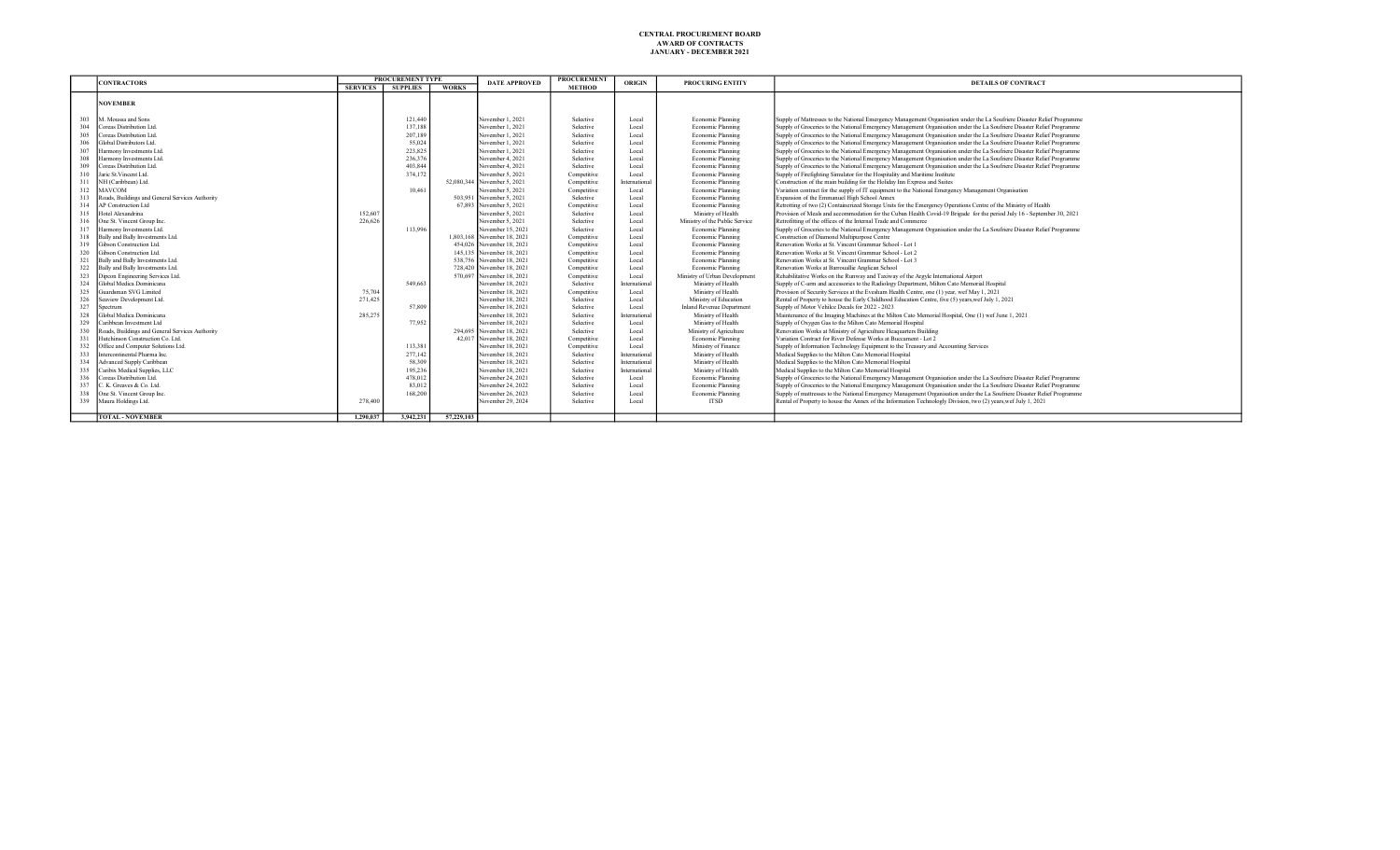# CENTRAL PROCUREMENT BOARD
## AWARD OF CONTRACTS
### JANUARY - DECEMBER 2021

| | CONTRACTORS | PROCUREMENT TYPE | | | DATE APPROVED | PROCUREMENT METHOD | ORIGIN | PROCURING ENTITY | DETAILS OF CONTRACT |
|---|---|---|---|---|---|---|---|---|---|
| | | SERVICES | SUPPLIES | WORKS | | | | | |
| | **NOVEMBER** | | | | | | | | |
| 303 | M. Moussa and Sons | | 121,440 | | November 1, 2021 | Selective | Local | Economic Planning | Supply of Mattresses to the National Emergency Management Organisation under the La Soufriere Disaster Relief Programme |
| 304 | Coreas Distribution Ltd. | | 137,188 | | November 1, 2021 | Selective | Local | Economic Planning | Supply of Groceries to the National Emergency Management Organisation under the La Soufriere Disaster Relief Programme |
| 305 | Coreas Distribution Ltd. | | 207,189 | | November 1, 2021 | Selective | Local | Economic Planning | Supply of Groceries to the National Emergency Management Organisation under the La Soufriere Disaster Relief Programme |
| 306 | Global Distributors Ltd. | | 55,024 | | November 1, 2021 | Selective | Local | Economic Planning | Supply of Groceries to the National Emergency Management Organisation under the La Soufriere Disaster Relief Programme |
| 307 | Harmony Investments Ltd. | | 223,825 | | November 1, 2021 | Selective | Local | Economic Planning | Supply of Groceries to the National Emergency Management Organisation under the La Soufriere Disaster Relief Programme |
| 308 | Harmony Investments Ltd. | | 236,376 | | November 4, 2021 | Selective | Local | Economic Planning | Supply of Groceries to the National Emergency Management Organisation under the La Soufriere Disaster Relief Programme |
| 309 | Coreas Distribution Ltd. | | 403,844 | | November 4, 2021 | Selective | Local | Economic Planning | Supply of Groceries to the National Emergency Management Organisation under the La Soufriere Disaster Relief Programme |
| 310 | Janic St.Vincent Ltd. | | 374,172 | | November 5, 2021 | Competitive | Local | Economic Planning | Supply of Firefighting Simulator for the Hospitality and Maritime Institute |
| 311 | NH (Caribbean) Ltd. | | | 52,080,344 | November 5, 2021 | Competitive | International | Economic Planning | Construction of the main building for the Holiday Inn Express and Suites |
| 312 | MAVCOM | | 10,461 | | November 5, 2021 | Competitive | Local | Economic Planning | Variation contract for the supply of IT equipment to the National Emergency Management Organisation |
| 313 | Roads, Buildings and General Services Authority | | | 503,951 | November 5, 2021 | Selective | Local | Economic Planning | Expansion of the Emmanuel High School Annex |
| 314 | AP Construction Ltd | | | 67,893 | November 5, 2021 | Competitive | Local | Economic Planning | Retrofitting of two (2) Containerized Storage Units for the Emergency Operations Centre of the Ministry of Health |
| 315 | Hotel Alexandrina | 152,607 | | | November 5, 2021 | Selective | Local | Ministry of Health | Provision of Meals and accommodation for the Cuban Health Covid-19 Brigade for the period July 16 - September 30, 2021 |
| 316 | One St. Vincent Group Inc. | 226,626 | | | November 5, 2021 | Selective | Local | Ministry of the Public Service | Retrofitting of the offices of the Internal Trade and Commerce |
| 317 | Harmony Investments Ltd. | | 113,996 | | November 15, 2021 | Selective | Local | Economic Planning | Supply of Groceries to the National Emergency Management Organisation under the La Soufriere Disaster Relief Programme |
| 318 | Bully and Bully Investments Ltd. | | | 1,803,168 | November 18, 2021 | Competitive | Local | Economic Planning | Construction of Diamond Multipurpose Centre |
| 319 | Gibson Construction Ltd. | | | 454,026 | November 18, 2021 | Competitive | Local | Economic Planning | Renovation Works at St. Vincent Grammar School - Lot 1 |
| 320 | Gibson Construction Ltd. | | | 145,135 | November 18, 2021 | Competitive | Local | Economic Planning | Renovation Works at St. Vincent Grammar School - Lot 2 |
| 321 | Bully and Bully Investments Ltd. | | | 538,756 | November 18, 2021 | Competitive | Local | Economic Planning | Renovation Works at St. Vincent Grammar School - Lot 3 |
| 322 | Bully and Bully Investments Ltd. | | | 728,420 | November 18, 2021 | Competitive | Local | Economic Planning | Renovation Works at Barrouallie Anglican School |
| 323 | Dipcon Engineering Services Ltd. | | | 570,697 | November 18, 2021 | Competitive | Local | Ministry of Urban Development | Rehabilitative Works on the Runway and Taxiway of the Argyle International Airport |
| 324 | Global Medica Dominicana | | 549,663 | | November 18, 2021 | Selective | International | Ministry of Health | Supply of C-arm and accessories to the Radiology Department, Milton Cato Memorial Hospital |
| 325 | Guardsman SVG Limited | 75,704 | | | November 18, 2021 | Competitive | Local | Ministry of Health | Provision of Security Services at the Evesham Health Centre, one (1) year, wef May 1, 2021 |
| 326 | Seaview Development Ltd. | 271,425 | | | November 18, 2021 | Selective | Local | Ministry of Education | Rental of Property to house the Early Childhood Education Centre, five (5) years,wef July 1, 2021 |
| 327 | Spectrum | | 57,809 | | November 18, 2021 | Selective | Local | Inland Revenue Department | Supply of Motor Vehilce Decals for 2022 - 2023 |
| 328 | Global Medica Dominicana | 285,275 | | | November 18, 2021 | Selective | International | Ministry of Health | Maintenance of the Imaging Machines at the Milton Cato Memorial Hospital, One (1) wef June 1, 2021 |
| 329 | Caribbean Investment Ltd | | 77,952 | | November 18, 2021 | Selective | Local | Ministry of Health | Supply of Oxygen Gas to the Milton Cato Memorial Hospital |
| 330 | Roads, Buildings and General Services Authority | | | 294,695 | November 18, 2021 | Selective | Local | Ministry of Agriculture | Renovation Works at Ministry of Agriculture Headquarters Building |
| 331 | Hutchinson Construction Co. Ltd. | | | 42,017 | November 18, 2021 | Competitive | Local | Economic Planning | Variation Contract for River Defense Works at Buccament - Lot 2 |
| 332 | Office and Computer Solutions Ltd. | | 113,381 | | November 18, 2021 | Competitive | Local | Ministry of Finance | Supply of Information Technology Equipment to the Treasury and Accounting Services |
| 333 | Intercontinental Pharma Inc. | | 277,142 | | November 18, 2021 | Selective | International | Ministry of Health | Medical Supplies to the Milton Cato Memorial Hospital |
| 334 | Advanced Supply Caribbean | | 58,309 | | November 18, 2021 | Selective | International | Ministry of Health | Medical Supplies to the Milton Cato Memorial Hospital |
| 335 | Caribix Medical Supplies, LLC | | 195,236 | | November 18, 2021 | Selective | International | Ministry of Health | Medical Supplies to the Milton Cato Memorial Hospital |
| 336 | Coreas Distribution Ltd. | | 478,012 | | November 24, 2021 | Selective | Local | Economic Planning | Supply of Groceries to the National Emergency Management Organisation under the La Soufriere Disaster Relief Programme |
| 337 | C. K. Greaves & Co. Ltd. | | 83,012 | | November 24, 2022 | Selective | Local | Economic Planning | Supply of Groceries to the National Emergency Management Organisation under the La Soufriere Disaster Relief Programme |
| 338 | One St. Vincent Group Inc. | | 168,200 | | November 26, 2023 | Selective | Local | Economic Planning | Supply of mattresses to the National Emergency Management Organisation under the La Soufriere Disaster Relief Programme |
| 339 | Maura Holdings Ltd. | 278,400 | | | November 29, 2024 | Selective | Local | ITSD | Rental of Property to house the Annex of the Information Technology Division, two (2) years,wef July 1, 2021 |
| | **TOTAL - NOVEMBER** | **1,290,037** | **3,942,231** | **57,229,103** | | | | | |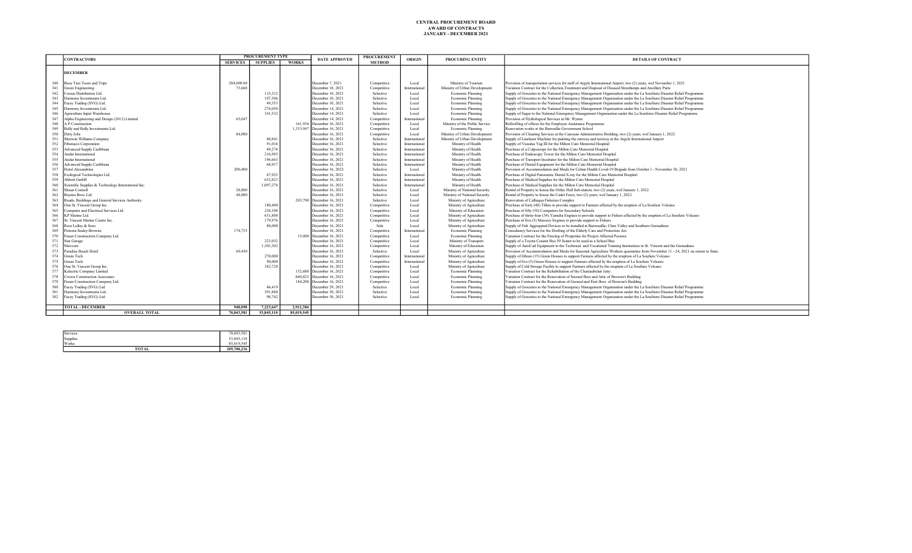# CENTRAL PROCUREMENT BOARD
## AWARD OF CONTRACTS
## JANUARY - DECEMBER 2021

| | CONTRACTORS | PROCUREMENT TYPE | | | DATE APPROVED | PROCUREMENT METHOD | ORIGIN | PROCURING ENTITY | DETAILS OF CONTRACT |
|---|---|---|---|---|---|---|---|---|---|
| | | SERVICES | SUPPLIES | WORKS | | | | | |
| | **DECEMBER** | | | | | | | | |
| 340 | Busy Taxi Tours and Trips | 204,000.00 | | | December 7, 2021 | Competitive | Local | Ministry of Tourism | Provision of transportation services for staff of Argyle International Airport, two (2) years, wef November 1, 2021 |
| 341 | Green Engineering | 73,668 | | | December 10, 2021 | Competitive | International | Ministry of Urban Development | Variation Contract for the Collection,Treatment and Disposal of Disused Streetlamps and Ancillary Parts |
| 342 | Coreas Distribution Ltd. | | 115,312 | | December 10, 2021 | Selective | Local | Economic Planning | Supply of Groceries to the National Emergency Management Organisation under the La Soufriere Disaster Relief Programme |
| 343 | Harmony Investments Ltd. | | 107,306 | | December 10, 2021 | Selective | Local | Economic Planning | Supply of Groceries to the National Emergency Management Organisation under the La Soufriere Disaster Relief Programme |
| 344 | Facey Trading (SVG) Ltd. | | 49,353 | | December 10, 2021 | Selective | Local | Economic Planning | Supply of Groceries to the National Emergency Management Organisation under the La Soufriere Disaster Relief Programme |
| 345 | Harmony Investments Ltd. | | 274,050 | | December 14, 2021 | Selective | Local | Economic Planning | Supply of Groceries to the National Emergency Management Organisation under the La Soufriere Disaster Relief Programme |
| 346 | Agriculture Input Warehouse | | 101,532 | | December 14, 2021 | Selective | Local | Economic Planning | Supply of Sugar to the National Emergency Management Organisation under the La Soufriere Disaster Relief Programme |
| 347 | Alpha Engineering and Design (2012) Limited | 65,047 | | | December 14, 2021 | Competitive | International | Economic Planning | Provision of Hydrological Services at Mt. Wynne |
| 348 | A P Construction | | | 161,936 | December 16, 2021 | Competitive | Local | Ministry of the Public Service | Refitting of offices for the Employee Assistance Programme |
| 349 | Bally and Bally Investments Ltd. | | | 1,333,947 | December 16, 2021 | Competitive | Local | Economic Planning | Renovation works at the Barrouallie Government School |
| 350 | Dany Jobs | 84,000 | | | December 16, 2021 | Competitive | Local | Ministry of Urban Development | Provision of Cleaning Services at the Canouan Administrative Building, two (2) years, wef January 1, 2022 |
| 351 | Sherwin Williams Company | | 88,841 | | December 16, 2021 | Selective | International | Ministry of Urban Development | Supply of Linelazer Machine for painting the runway and taxiway at the Argyle International Airport |
| 352 | Fibonacci Corporation | | 91,016 | | December 16, 2021 | Selective | International | Ministry of Health | Supply of Visualas Vag III for the Milton Cato Memorial Hospital |
| 353 | Advanced Supply Caribbean | | 49,274 | | December 16, 2021 | Selective | International | Ministry of Health | Purchase of a Colposcope for the Milton Cato Memorial Hospital |
| 354 | Andar International | | 216,993 | | December 16, 2021 | Selective | International | Ministry of Health | Purchase of Endoscopy Tower for the Milton Cato Memorial Hospital |
| 355 | Andar International | | 196,663 | | December 16, 2021 | Selective | International | Ministry of Health | Purchase of Transport Incubator for the Milton Cato Memorial Hospital |
| 356 | Advanced Supply Caribbean | | 68,917 | | December 16, 2021 | Selective | International | Ministry of Health | Purchase of Dental Equipment for the Milton Cato Memorial Hospital |
| 357 | Hotel Alexandrina | 200,400 | | | December 16, 2022 | Selective | Local | Ministry of Health | Provision of Accommodation and Meals for Cuban Health Covid-19 Brigade from October 1 - November 30, 2021 |
| 358 | Ecological Technologies Ltd. | | 67,923 | | December 16, 2021 | Selective | International | Ministry of Health | Purchase of Digital Panoramic Dental X-ray for the Milton Cato Memorial Hospital |
| 359 | Abbott GmbH | | 632,823 | | December 16, 2021 | Selective | International | Ministry of Health | Purchase of Medical Supplies for the Milton Cato Memorial Hospital |
| 360 | Scientific Supplies & Technology International Inc. | | 1,097,274 | | December 16, 2021 | Selective | International | Ministry of Health | Purchase of Medical Supplies for the Milton Cato Memorial Hospital |
| 361 | Shaun Connell | 28,800 | | | December 16, 2021 | Selective | Local | Ministry of National Security | Rental of Property to house the Ottley Hall Sub-station, two (2) years, wef January 1, 2022 |
| 362 | Boynes Bros. Ltd | 48,000 | | | December 16, 2021 | Selective | Local | Ministry of National Security | Rental of Property to house the Cadet Force, two (2) years, wef January 1, 2022 |
| 363 | Roads, Buildings and General Services Authority | | | 203,790 | December 16, 2021 | Selective | Local | Ministry of Agriculture | Renovation of Calliaqua Fisheries Complex |
| 364 | One St. Vincent Group Inc. | | 180,400 | | December 16, 2021 | Competitive | Local | Ministry of Agriculture | Purchase of forty (40) Tillers to provide support to Farmers affected by the eruption of La Soufriere Volcano |
| 365 | Computer and Electrical Services Ltd. | | 228,100 | | December 16, 2021 | Competitive | Local | Ministry of Education | Purchase of fifty (50) Computers for Secondary Schools |
| 366 | KP Marine Ltd. | | 631,800 | | December 16, 2021 | Competitive | Local | Ministry of Agriculture | Purchase of thirty-four (34) Yamaha Engines to provide support to Fishers affected by the eruption of La Soufriere Volcano |
| 367 | St. Vincent Marine Centre Inc. | | 179,976 | | December 16, 2021 | Competitive | Local | Ministry of Agriculture | Purchase of five (5) Mercury Engines to provide support to Fishers |
| 368 | Ross Lulley & Sons | | 80,000 | | December 16, 2021 | Sole | Local | Ministry of Agriculture | Supply of Fish Aggregated Devices to be installed at Barrouallie, Clare Valley and Southern Grenadines |
| 369 | Petrona Sealey-Browne | 174,733 | | | December 16, 2021 | Competitive | International | Economic Planning | Consultancy Services for the Drafting of the Elderly Care and Protection Act. |
| 370 | Fraser Construction Company Ltd. | | | 15,000 | December 16, 2021 | Competitive | Local | Economic Planning | Variation Contract for the Fencing of Properties for Project Affected Persons |
| 371 | Star Garage | | 223,032 | | December 16, 2021 | Competitive | Local | Ministry of Transport | Supply of a Toyota Coaster Bus 30 Seater to be used as a School Bus |
| 372 | Mavcom | | 1,303,302 | | December 16, 2021 | Competitive | Local | Ministry of Education | Supply of AutoCad Equipment to the Technical and Vocational Training Institutions in St. Vincent and the Grenadines |
| 373 | Paradise Beach Hotel | 69,450 | | | December 16, 2021 | Selective | Local | Ministry of Agriculture | Provision of Accommodation and Meals for Seasonal Agriculture Workers quarantine from November 11 - 24, 2021 on retrun to State. |
| 374 | Green Tech | | 270,000 | | December 16, 2021 | Competitive | International | Ministry of Agriculture | Supply of fifteen (15) Green Houses to support Farmers affected by the eruption of La Soufriere Volcano |
| 375 | Green Tech | | 90,000 | | December 16, 2021 | Competitive | International | Ministry of Agriculture | Supply of five (5) Green Houses to support Farmers affected by the eruption of La Soufriere Volcano |
| 376 | One St. Vincent Group Inc. | | 342,720 | | December 16, 2021 | Competitive | Local | Ministry of Agriculture | Supply of Cold Storage Facility to support Farmers affected by the eruption of La Soufriere Volcano |
| 377 | Kelectric Company Limited | | | 152,680 | December 16, 2021 | Competitive | Local | Economic Planning | Variation Contract for the Rehabilitation of the Chateaubelair Jetty |
| 378 | Crown Construction Associates | | | 860,823 | December 16, 2021 | Competitive | Local | Economic Planning | Variation Contract for the Renovation of Second floor and Attic of Browne's Building |
| 379 | Fraser Construction Company Ltd. | | | 184,208 | December 16, 2021 | Competitive | Local | Economic Planning | Variation Contract for the Renovation of Ground and First floor of Browne's Building |
| 380 | Facey Trading (SVG) Ltd. | | 46,419 | | December 29, 2021 | Selective | Local | Economic Planning | Supply of Groceries to the National Emergency Management Organisation under the La Soufriere Disaster Relief Programme |
| 381 | Harmony Investments Ltd. | | 391,880 | | December 30, 2021 | Selective | Local | Economic Planning | Supply of Groceries to the National Emergency Management Organisation under the La Soufriere Disaster Relief Programme |
| 382 | Facey Trading (SVG) Ltd. | | 98,742 | | December 30, 2021 | Selective | Local | Economic Planning | Supply of Groceries to the National Emergency Management Organisation under the La Soufriere Disaster Relief Programme |
| | **TOTAL - DECEMBER** | **948,098** | **7,223,647** | **2,912,384** | | | | | |
| | **OVERALL TOTAL** | **70,843,581** | **53,845,110** | **85,019,545** | | | | | |

| | |
|---|---|
| Services | 70,843,581 |
| Supplies | 53,845,110 |
| Works | 85,019,545 |
| **TOTAL** | **209,708,236** |